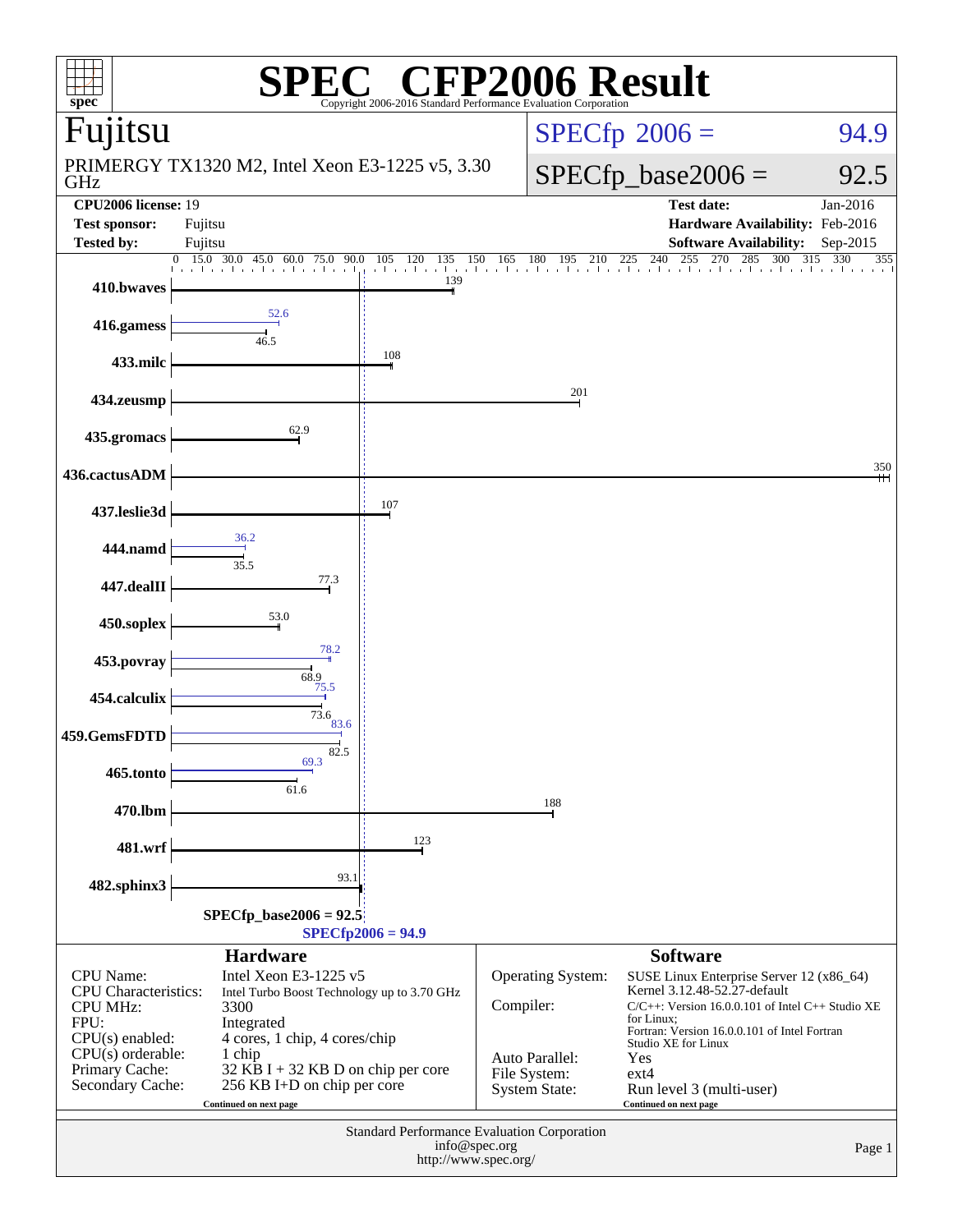# SPEC® CFP2006 Result

Copyright 2006-2016 Standard Performance Evaluation Corporation

## Fujitsu

PRIMERGY TX1320 M2, Intel Xeon E3-1225 v5, 3.30 GHz

SPECfp 2006 = 94.9

SPECfp_base2006 = 92.5

| | | | |
|---|---|---|---|
| **CPU2006 license:** 19 | | **Test date:** | Jan-2016 |
| **Test sponsor:** | Fujitsu | **Hardware Availability:** | Feb-2016 |
| **Tested by:** | Fujitsu | **Software Availability:** | Sep-2015 |

| Benchmark | Peak | Base |
|---|---|---|
| 410.bwaves | | 139 |
| 416.gamess | 52.6 | 46.5 |
| 433.milc | | 108 |
| 434.zeusmp | | 201 |
| 435.gromacs | | 62.9 |
| 436.cactusADM | | 350 |
| 437.leslie3d | | 107 |
| 444.namd | 36.2 | 35.5 |
| 447.dealII | | 77.3 |
| 450.soplex | | 53.0 |
| 453.povray | 78.2 | 68.9 |
| 454.calculix | 75.5 | 73.6 |
| 459.GemsFDTD | 83.6 | 82.5 |
| 465.tonto | 69.3 | 61.6 |
| 470.lbm | | 188 |
| 481.wrf | | 123 |
| 482.sphinx3 | | 93.1 |

SPECfp_base2006 = 92.5

SPECfp2006 = 94.9

### Hardware

| | |
|---|---|
| CPU Name: | Intel Xeon E3-1225 v5 |
| CPU Characteristics: | Intel Turbo Boost Technology up to 3.70 GHz |
| CPU MHz: | 3300 |
| FPU: | Integrated |
| CPU(s) enabled: | 4 cores, 1 chip, 4 cores/chip |
| CPU(s) orderable: | 1 chip |
| Primary Cache: | 32 KB I + 32 KB D on chip per core |
| Secondary Cache: | 256 KB I+D on chip per core |

Continued on next page

### Software

| | |
|---|---|
| Operating System: | SUSE Linux Enterprise Server 12 (x86_64) Kernel 3.12.48-52.27-default |
| Compiler: | C/C++: Version 16.0.0.101 of Intel C++ Studio XE for Linux; Fortran: Version 16.0.0.101 of Intel Fortran Studio XE for Linux |
| Auto Parallel: | Yes |
| File System: | ext4 |
| System State: | Run level 3 (multi-user) |

Continued on next page

Standard Performance Evaluation Corporation
info@spec.org
http://www.spec.org/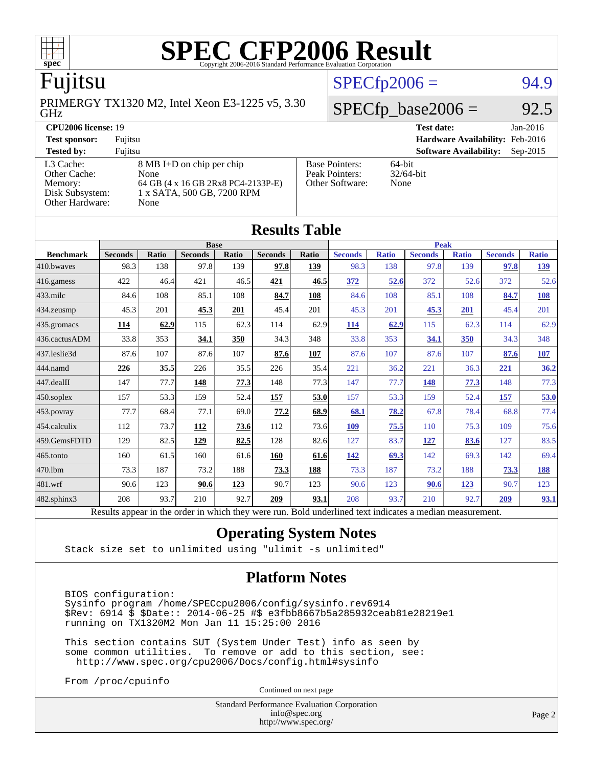# SPEC CFP2006 Result

Copyright 2006-2016 Standard Performance Evaluation Corporation

## Fujitsu

PRIMERGY TX1320 M2, Intel Xeon E3-1225 v5, 3.30 GHz

SPECfp2006 = 94.9

SPECfp_base2006 = 92.5

| | | | |
|---|---|---|---|
| **CPU2006 license:** 19 | | **Test date:** | Jan-2016 |
| **Test sponsor:** | Fujitsu | **Hardware Availability:** | Feb-2016 |
| **Tested by:** | Fujitsu | **Software Availability:** | Sep-2015 |

| | | | |
|---|---|---|---|
| L3 Cache: | 8 MB I+D on chip per chip | Base Pointers: | 64-bit |
| Other Cache: | None | Peak Pointers: | 32/64-bit |
| Memory: | 64 GB (4 x 16 GB 2Rx8 PC4-2133P-E) | Other Software: | None |
| Disk Subsystem: | 1 x SATA, 500 GB, 7200 RPM | | |
| Other Hardware: | None | | |

## Results Table

| | Base | | | | | | Peak | | | | | |
|---|---|---|---|---|---|---|---|---|---|---|---|---|
| **Benchmark** | **Seconds** | **Ratio** | **Seconds** | **Ratio** | **Seconds** | **Ratio** | **Seconds** | **Ratio** | **Seconds** | **Ratio** | **Seconds** | **Ratio** |
| 410.bwaves | 98.3 | 138 | 97.8 | 139 | **97.8** | **139** | 98.3 | 138 | 97.8 | 139 | **97.8** | **139** |
| 416.gamess | 422 | 46.4 | 421 | 46.5 | **421** | **46.5** | **372** | **52.6** | 372 | 52.6 | 372 | 52.6 |
| 433.milc | 84.6 | 108 | 85.1 | 108 | **84.7** | **108** | 84.6 | 108 | 85.1 | 108 | **84.7** | **108** |
| 434.zeusmp | 45.3 | 201 | **45.3** | **201** | 45.4 | 201 | 45.3 | 201 | **45.3** | **201** | 45.4 | 201 |
| 435.gromacs | **114** | **62.9** | 115 | 62.3 | 114 | 62.9 | **114** | **62.9** | 115 | 62.3 | 114 | 62.9 |
| 436.cactusADM | 33.8 | 353 | **34.1** | **350** | 34.3 | 348 | 33.8 | 353 | **34.1** | **350** | 34.3 | 348 |
| 437.leslie3d | 87.6 | 107 | 87.6 | 107 | **87.6** | **107** | 87.6 | 107 | 87.6 | 107 | **87.6** | **107** |
| 444.namd | **226** | **35.5** | 226 | 35.5 | 226 | 35.4 | 221 | 36.2 | 221 | 36.3 | **221** | **36.2** |
| 447.dealII | 147 | 77.7 | **148** | **77.3** | 148 | 77.3 | 147 | 77.7 | **148** | **77.3** | 148 | 77.3 |
| 450.soplex | 157 | 53.3 | 159 | 52.4 | **157** | **53.0** | 157 | 53.3 | 159 | 52.4 | **157** | **53.0** |
| 453.povray | 77.7 | 68.4 | 77.1 | 69.0 | **77.2** | **68.9** | **68.1** | **78.2** | 67.8 | 78.4 | 68.8 | 77.4 |
| 454.calculix | 112 | 73.7 | **112** | **73.6** | 112 | 73.6 | **109** | **75.5** | 110 | 75.3 | 109 | 75.6 |
| 459.GemsFDTD | 129 | 82.5 | **129** | **82.5** | 128 | 82.6 | 127 | 83.7 | **127** | **83.6** | 127 | 83.5 |
| 465.tonto | 160 | 61.5 | 160 | 61.6 | **160** | **61.6** | **142** | **69.3** | 142 | 69.3 | 142 | 69.4 |
| 470.lbm | 73.3 | 187 | 73.2 | 188 | **73.3** | **188** | 73.3 | 187 | 73.2 | 188 | **73.3** | **188** |
| 481.wrf | 90.6 | 123 | **90.6** | **123** | 90.7 | 123 | 90.6 | 123 | **90.6** | **123** | 90.7 | 123 |
| 482.sphinx3 | 208 | 93.7 | 210 | 92.7 | **209** | **93.1** | 208 | 93.7 | 210 | 92.7 | **209** | **93.1** |

Results appear in the order in which they were run. Bold underlined text indicates a median measurement.

## Operating System Notes

```
Stack size set to unlimited using "ulimit -s unlimited"
```

## Platform Notes

```
BIOS configuration:
Sysinfo program /home/SPECcpu2006/config/sysinfo.rev6914
$Rev: 6914 $ $Date:: 2014-06-25 #$ e3fbb8667b5a285932ceab81e28219e1
running on TX1320M2 Mon Jan 11 15:25:00 2016

This section contains SUT (System Under Test) info as seen by
some common utilities.  To remove or add to this section, see:
  http://www.spec.org/cpu2006/Docs/config.html#sysinfo

From /proc/cpuinfo
```

Continued on next page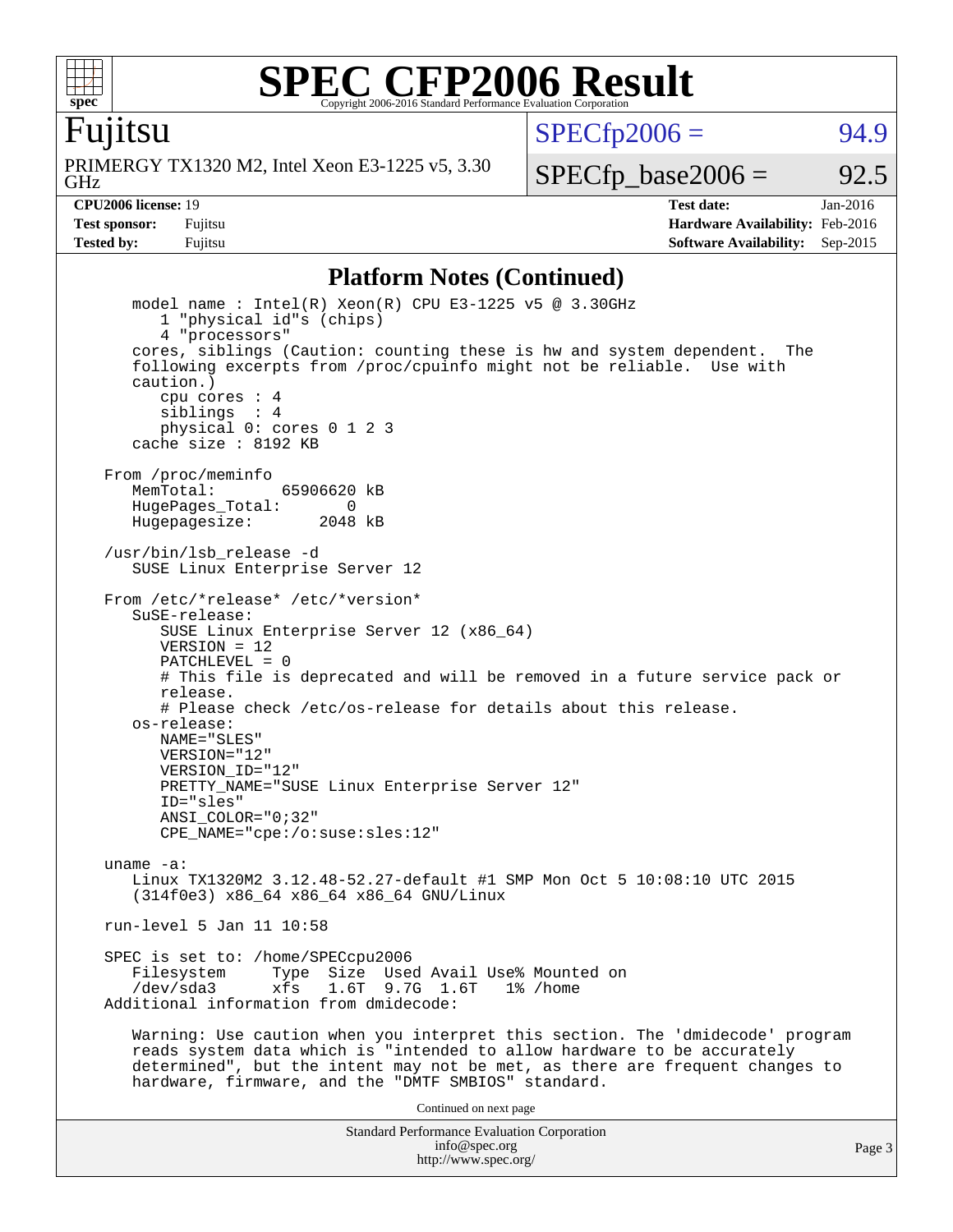## Platform Notes (Continued)

```
    model name : Intel(R) Xeon(R) CPU E3-1225 v5 @ 3.30GHz
       1 "physical id"s (chips)
       4 "processors"
    cores, siblings (Caution: counting these is hw and system dependent.  The
    following excerpts from /proc/cpuinfo might not be reliable.  Use with
    caution.)
       cpu cores : 4
       siblings  : 4
       physical 0: cores 0 1 2 3
    cache size : 8192 KB

 From /proc/meminfo
    MemTotal:       65906620 kB
    HugePages_Total:       0
    Hugepagesize:       2048 kB

 /usr/bin/lsb_release -d
    SUSE Linux Enterprise Server 12

 From /etc/*release* /etc/*version*
    SuSE-release:
       SUSE Linux Enterprise Server 12 (x86_64)
       VERSION = 12
       PATCHLEVEL = 0
       # This file is deprecated and will be removed in a future service pack or
       release.
       # Please check /etc/os-release for details about this release.
    os-release:
       NAME="SLES"
       VERSION="12"
       VERSION_ID="12"
       PRETTY_NAME="SUSE Linux Enterprise Server 12"
       ID="sles"
       ANSI_COLOR="0;32"
       CPE_NAME="cpe:/o:suse:sles:12"

 uname -a:
    Linux TX1320M2 3.12.48-52.27-default #1 SMP Mon Oct 5 10:08:10 UTC 2015
    (314f0e3) x86_64 x86_64 x86_64 GNU/Linux

 run-level 5 Jan 11 10:58

 SPEC is set to: /home/SPECcpu2006
    Filesystem     Type  Size  Used Avail Use% Mounted on
    /dev/sda3      xfs   1.6T  9.7G  1.6T   1% /home
 Additional information from dmidecode:

    Warning: Use caution when you interpret this section. The 'dmidecode' program
    reads system data which is "intended to allow hardware to be accurately
    determined", but the intent may not be met, as there are frequent changes to
    hardware, firmware, and the "DMTF SMBIOS" standard.
```

Continued on next page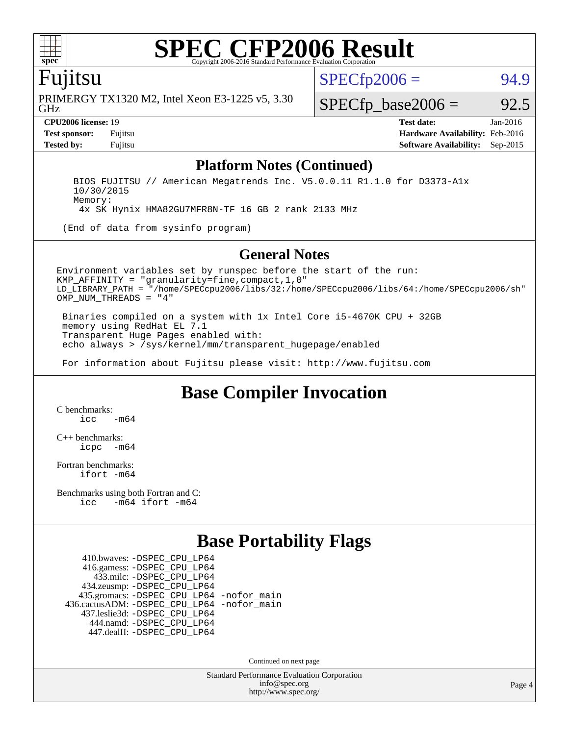# SPEC CFP2006 Result

Copyright 2006-2016 Standard Performance Evaluation Corporation

## Fujitsu

PRIMERGY TX1320 M2, Intel Xeon E3-1225 v5, 3.30 GHz

SPECfp2006 = 94.9

SPECfp_base2006 = 92.5

| | | | |
|---|---|---|---|
| **CPU2006 license:** 19 | | **Test date:** | Jan-2016 |
| **Test sponsor:** | Fujitsu | **Hardware Availability:** | Feb-2016 |
| **Tested by:** | Fujitsu | **Software Availability:** | Sep-2015 |

## Platform Notes (Continued)

```
  BIOS FUJITSU // American Megatrends Inc. V5.0.0.11 R1.1.0 for D3373-A1x
  10/30/2015
  Memory:
   4x SK Hynix HMA82GU7MFR8N-TF 16 GB 2 rank 2133 MHz

(End of data from sysinfo program)
```

## General Notes

```
Environment variables set by runspec before the start of the run:
KMP_AFFINITY = "granularity=fine,compact,1,0"
LD_LIBRARY_PATH = "/home/SPECcpu2006/libs/32:/home/SPECcpu2006/libs/64:/home/SPECcpu2006/sh"
OMP_NUM_THREADS = "4"

 Binaries compiled on a system with 1x Intel Core i5-4670K CPU + 32GB
 memory using RedHat EL 7.1
 Transparent Huge Pages enabled with:
 echo always > /sys/kernel/mm/transparent_hugepage/enabled

 For information about Fujitsu please visit: http://www.fujitsu.com
```

## Base Compiler Invocation

C benchmarks:
```
icc   -m64
```

C++ benchmarks:
```
icpc  -m64
```

Fortran benchmarks:
```
ifort -m64
```

Benchmarks using both Fortran and C:
```
icc   -m64 ifort -m64
```

## Base Portability Flags

```
    410.bwaves: -DSPEC_CPU_LP64
    416.gamess: -DSPEC_CPU_LP64
     433.milc: -DSPEC_CPU_LP64
   434.zeusmp: -DSPEC_CPU_LP64
  435.gromacs: -DSPEC_CPU_LP64 -nofor_main
436.cactusADM: -DSPEC_CPU_LP64 -nofor_main
  437.leslie3d: -DSPEC_CPU_LP64
     444.namd: -DSPEC_CPU_LP64
   447.dealII: -DSPEC_CPU_LP64
```

Continued on next page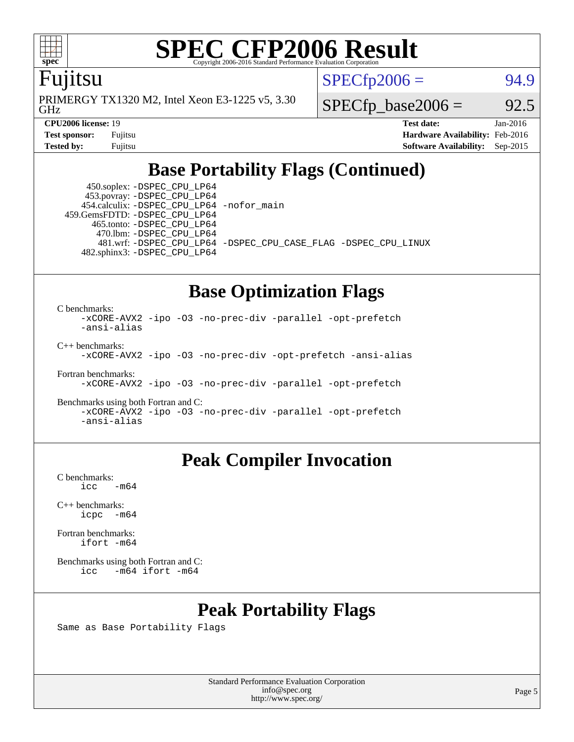# SPEC CFP2006 Result

Copyright 2006-2016 Standard Performance Evaluation Corporation

## Fujitsu

PRIMERGY TX1320 M2, Intel Xeon E3-1225 v5, 3.30 GHz

SPECfp2006 = 94.9

SPECfp_base2006 = 92.5

| | | | |
|---|---|---|---|
| **CPU2006 license:** 19 | | **Test date:** | Jan-2016 |
| **Test sponsor:** | Fujitsu | **Hardware Availability:** | Feb-2016 |
| **Tested by:** | Fujitsu | **Software Availability:** | Sep-2015 |

## Base Portability Flags (Continued)

450.soplex: -DSPEC_CPU_LP64
453.povray: -DSPEC_CPU_LP64
454.calculix: -DSPEC_CPU_LP64 -nofor_main
459.GemsFDTD: -DSPEC_CPU_LP64
465.tonto: -DSPEC_CPU_LP64
470.lbm: -DSPEC_CPU_LP64
481.wrf: -DSPEC_CPU_LP64 -DSPEC_CPU_CASE_FLAG -DSPEC_CPU_LINUX
482.sphinx3: -DSPEC_CPU_LP64

## Base Optimization Flags

C benchmarks:
```
-xCORE-AVX2 -ipo -O3 -no-prec-div -parallel -opt-prefetch
-ansi-alias
```

C++ benchmarks:
```
-xCORE-AVX2 -ipo -O3 -no-prec-div -opt-prefetch -ansi-alias
```

Fortran benchmarks:
```
-xCORE-AVX2 -ipo -O3 -no-prec-div -parallel -opt-prefetch
```

Benchmarks using both Fortran and C:
```
-xCORE-AVX2 -ipo -O3 -no-prec-div -parallel -opt-prefetch
-ansi-alias
```

## Peak Compiler Invocation

C benchmarks:
```
icc   -m64
```

C++ benchmarks:
```
icpc  -m64
```

Fortran benchmarks:
```
ifort -m64
```

Benchmarks using both Fortran and C:
```
icc   -m64 ifort -m64
```

## Peak Portability Flags

Same as Base Portability Flags

Standard Performance Evaluation Corporation
info@spec.org
http://www.spec.org/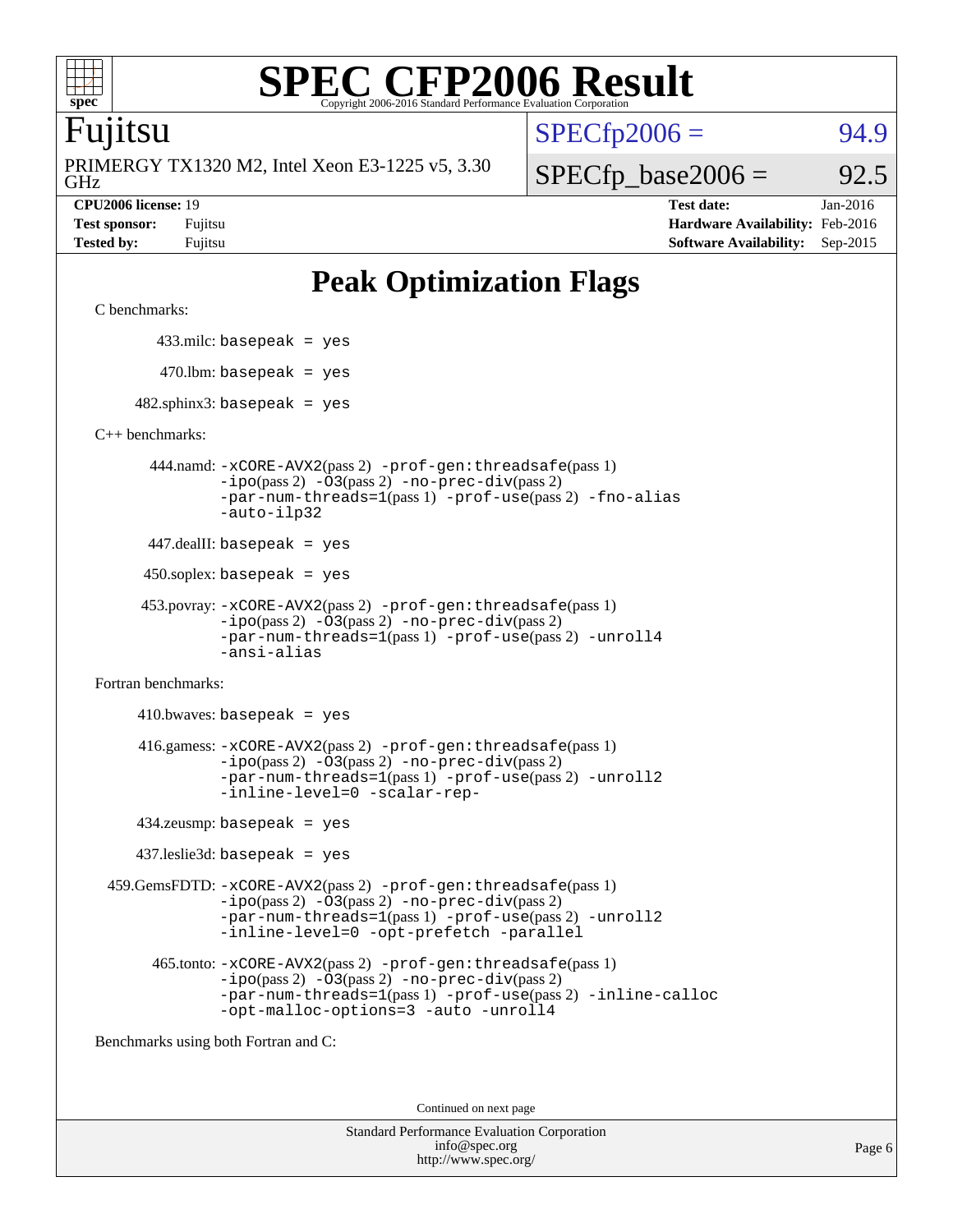# SPEC CFP2006 Result

Copyright 2006-2016 Standard Performance Evaluation Corporation

**Fujitsu**

PRIMERGY TX1320 M2, Intel Xeon E3-1225 v5, 3.30 GHz

SPECfp2006 = 94.9

SPECfp_base2006 = 92.5

| | | | |
|---|---|---|---|
| **CPU2006 license:** 19 | | **Test date:** | Jan-2016 |
| **Test sponsor:** | Fujitsu | **Hardware Availability:** | Feb-2016 |
| **Tested by:** | Fujitsu | **Software Availability:** | Sep-2015 |

## Peak Optimization Flags

C benchmarks:

433.milc: basepeak = yes

470.lbm: basepeak = yes

482.sphinx3: basepeak = yes

C++ benchmarks:

444.namd: -xCORE-AVX2(pass 2) -prof-gen:threadsafe(pass 1) -ipo(pass 2) -O3(pass 2) -no-prec-div(pass 2) -par-num-threads=1(pass 1) -prof-use(pass 2) -fno-alias -auto-ilp32

447.dealII: basepeak = yes

450.soplex: basepeak = yes

453.povray: -xCORE-AVX2(pass 2) -prof-gen:threadsafe(pass 1) -ipo(pass 2) -O3(pass 2) -no-prec-div(pass 2) -par-num-threads=1(pass 1) -prof-use(pass 2) -unroll4 -ansi-alias

Fortran benchmarks:

410.bwaves: basepeak = yes

416.gamess: -xCORE-AVX2(pass 2) -prof-gen:threadsafe(pass 1) -ipo(pass 2) -O3(pass 2) -no-prec-div(pass 2) -par-num-threads=1(pass 1) -prof-use(pass 2) -unroll2 -inline-level=0 -scalar-rep-

434.zeusmp: basepeak = yes

437.leslie3d: basepeak = yes

459.GemsFDTD: -xCORE-AVX2(pass 2) -prof-gen:threadsafe(pass 1) -ipo(pass 2) -O3(pass 2) -no-prec-div(pass 2) -par-num-threads=1(pass 1) -prof-use(pass 2) -unroll2 -inline-level=0 -opt-prefetch -parallel

465.tonto: -xCORE-AVX2(pass 2) -prof-gen:threadsafe(pass 1) -ipo(pass 2) -O3(pass 2) -no-prec-div(pass 2) -par-num-threads=1(pass 1) -prof-use(pass 2) -inline-calloc -opt-malloc-options=3 -auto -unroll4

Benchmarks using both Fortran and C:

Continued on next page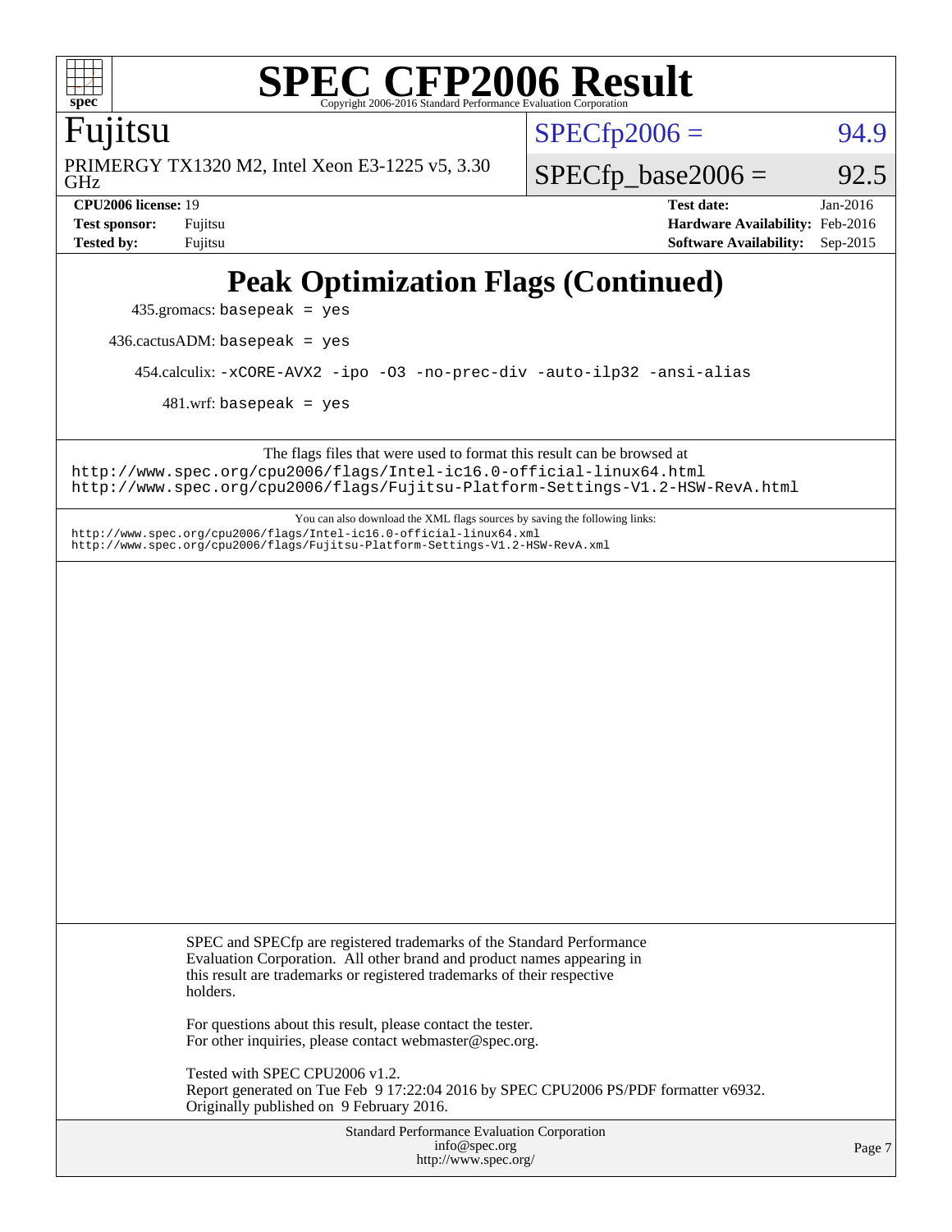# Peak Optimization Flags (Continued)

435.gromacs: basepeak = yes

436.cactusADM: basepeak = yes

454.calculix: -xCORE-AVX2 -ipo -O3 -no-prec-div -auto-ilp32 -ansi-alias

481.wrf: basepeak = yes

The flags files that were used to format this result can be browsed at
http://www.spec.org/cpu2006/flags/Intel-ic16.0-official-linux64.html
http://www.spec.org/cpu2006/flags/Fujitsu-Platform-Settings-V1.2-HSW-RevA.html

You can also download the XML flags sources by saving the following links:
http://www.spec.org/cpu2006/flags/Intel-ic16.0-official-linux64.xml
http://www.spec.org/cpu2006/flags/Fujitsu-Platform-Settings-V1.2-HSW-RevA.xml

SPEC and SPECfp are registered trademarks of the Standard Performance Evaluation Corporation. All other brand and product names appearing in this result are trademarks or registered trademarks of their respective holders.

For questions about this result, please contact the tester.
For other inquiries, please contact webmaster@spec.org.

Tested with SPEC CPU2006 v1.2.
Report generated on Tue Feb 9 17:22:04 2016 by SPEC CPU2006 PS/PDF formatter v6932.
Originally published on 9 February 2016.